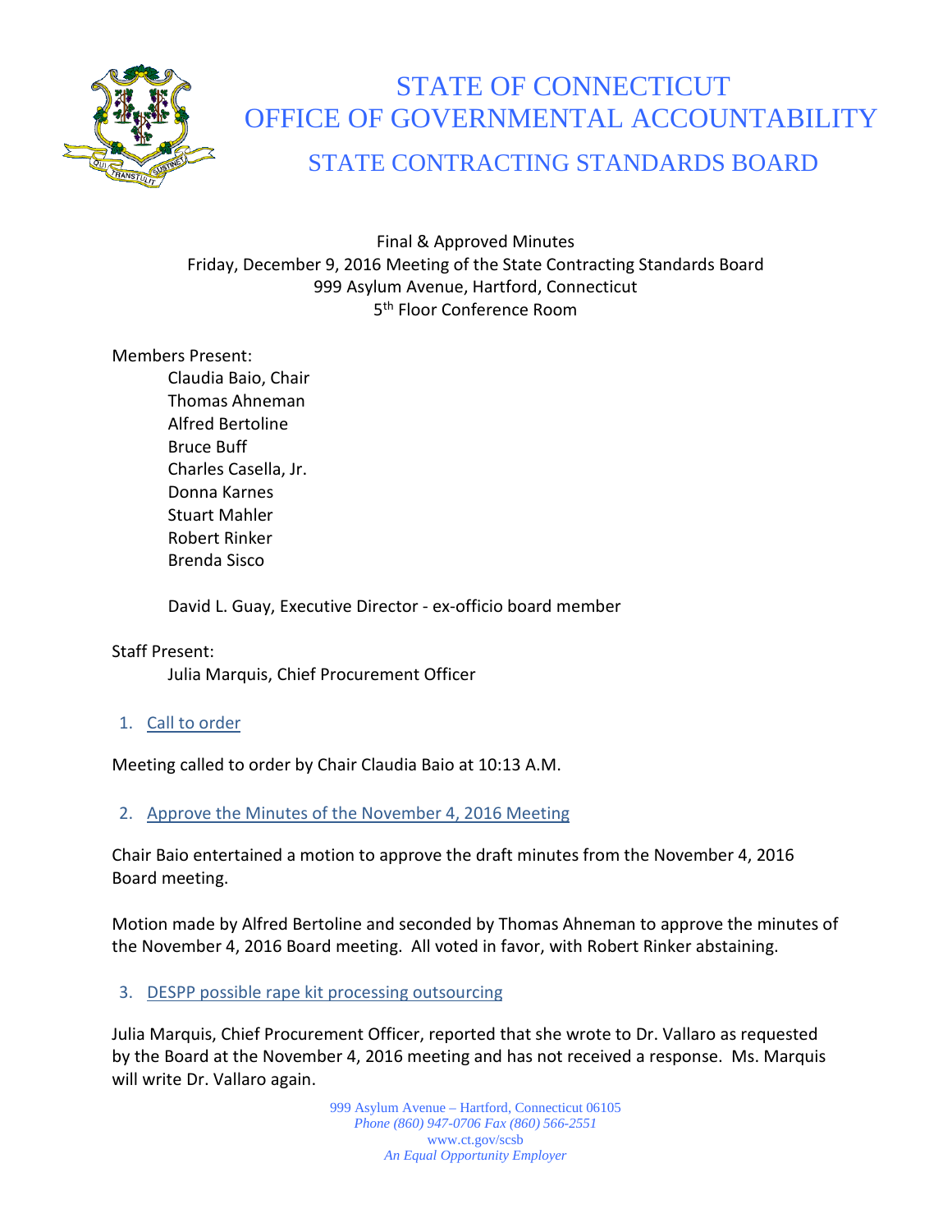# STATE OF CONNECTICUT
# OFFICE OF GOVERNMENTAL ACCOUNTABILITY
## STATE CONTRACTING STANDARDS BOARD

Final & Approved Minutes
Friday, December 9, 2016 Meeting of the State Contracting Standards Board
999 Asylum Avenue, Hartford, Connecticut
5th Floor Conference Room

Members Present:

- Claudia Baio, Chair
- Thomas Ahneman
- Alfred Bertoline
- Bruce Buff
- Charles Casella, Jr.
- Donna Karnes
- Stuart Mahler
- Robert Rinker
- Brenda Sisco

David L. Guay, Executive Director - ex-officio board member

Staff Present:

- Julia Marquis, Chief Procurement Officer

### 1. Call to order

Meeting called to order by Chair Claudia Baio at 10:13 A.M.

### 2. Approve the Minutes of the November 4, 2016 Meeting

Chair Baio entertained a motion to approve the draft minutes from the November 4, 2016 Board meeting.

Motion made by Alfred Bertoline and seconded by Thomas Ahneman to approve the minutes of the November 4, 2016 Board meeting. All voted in favor, with Robert Rinker abstaining.

### 3. DESPP possible rape kit processing outsourcing

Julia Marquis, Chief Procurement Officer, reported that she wrote to Dr. Vallaro as requested by the Board at the November 4, 2016 meeting and has not received a response. Ms. Marquis will write Dr. Vallaro again.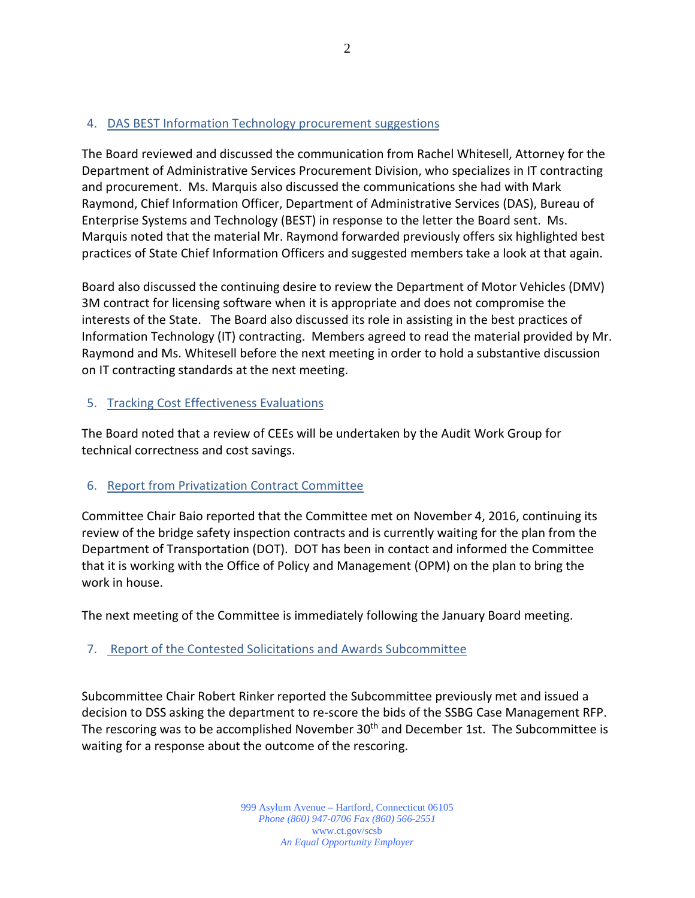4. DAS BEST Information Technology procurement suggestions

The Board reviewed and discussed the communication from Rachel Whitesell, Attorney for the Department of Administrative Services Procurement Division, who specializes in IT contracting and procurement. Ms. Marquis also discussed the communications she had with Mark Raymond, Chief Information Officer, Department of Administrative Services (DAS), Bureau of Enterprise Systems and Technology (BEST) in response to the letter the Board sent. Ms. Marquis noted that the material Mr. Raymond forwarded previously offers six highlighted best practices of State Chief Information Officers and suggested members take a look at that again.

Board also discussed the continuing desire to review the Department of Motor Vehicles (DMV) 3M contract for licensing software when it is appropriate and does not compromise the interests of the State. The Board also discussed its role in assisting in the best practices of Information Technology (IT) contracting. Members agreed to read the material provided by Mr. Raymond and Ms. Whitesell before the next meeting in order to hold a substantive discussion on IT contracting standards at the next meeting.

5. Tracking Cost Effectiveness Evaluations

The Board noted that a review of CEEs will be undertaken by the Audit Work Group for technical correctness and cost savings.

6. Report from Privatization Contract Committee

Committee Chair Baio reported that the Committee met on November 4, 2016, continuing its review of the bridge safety inspection contracts and is currently waiting for the plan from the Department of Transportation (DOT). DOT has been in contact and informed the Committee that it is working with the Office of Policy and Management (OPM) on the plan to bring the work in house.

The next meeting of the Committee is immediately following the January Board meeting.

7. Report of the Contested Solicitations and Awards Subcommittee

Subcommittee Chair Robert Rinker reported the Subcommittee previously met and issued a decision to DSS asking the department to re-score the bids of the SSBG Case Management RFP. The rescoring was to be accomplished November 30th and December 1st. The Subcommittee is waiting for a response about the outcome of the rescoring.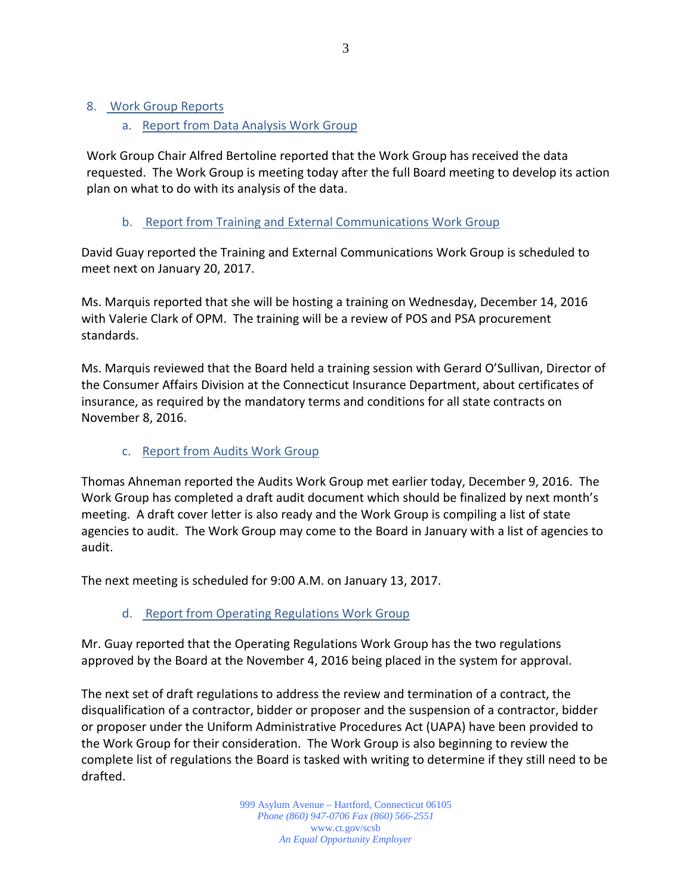## 8. Work Group Reports

### a. Report from Data Analysis Work Group

Work Group Chair Alfred Bertoline reported that the Work Group has received the data requested. The Work Group is meeting today after the full Board meeting to develop its action plan on what to do with its analysis of the data.

### b. Report from Training and External Communications Work Group

David Guay reported the Training and External Communications Work Group is scheduled to meet next on January 20, 2017.

Ms. Marquis reported that she will be hosting a training on Wednesday, December 14, 2016 with Valerie Clark of OPM. The training will be a review of POS and PSA procurement standards.

Ms. Marquis reviewed that the Board held a training session with Gerard O'Sullivan, Director of the Consumer Affairs Division at the Connecticut Insurance Department, about certificates of insurance, as required by the mandatory terms and conditions for all state contracts on November 8, 2016.

### c. Report from Audits Work Group

Thomas Ahneman reported the Audits Work Group met earlier today, December 9, 2016. The Work Group has completed a draft audit document which should be finalized by next month's meeting. A draft cover letter is also ready and the Work Group is compiling a list of state agencies to audit. The Work Group may come to the Board in January with a list of agencies to audit.

The next meeting is scheduled for 9:00 A.M. on January 13, 2017.

### d. Report from Operating Regulations Work Group

Mr. Guay reported that the Operating Regulations Work Group has the two regulations approved by the Board at the November 4, 2016 being placed in the system for approval.

The next set of draft regulations to address the review and termination of a contract, the disqualification of a contractor, bidder or proposer and the suspension of a contractor, bidder or proposer under the Uniform Administrative Procedures Act (UAPA) have been provided to the Work Group for their consideration. The Work Group is also beginning to review the complete list of regulations the Board is tasked with writing to determine if they still need to be drafted.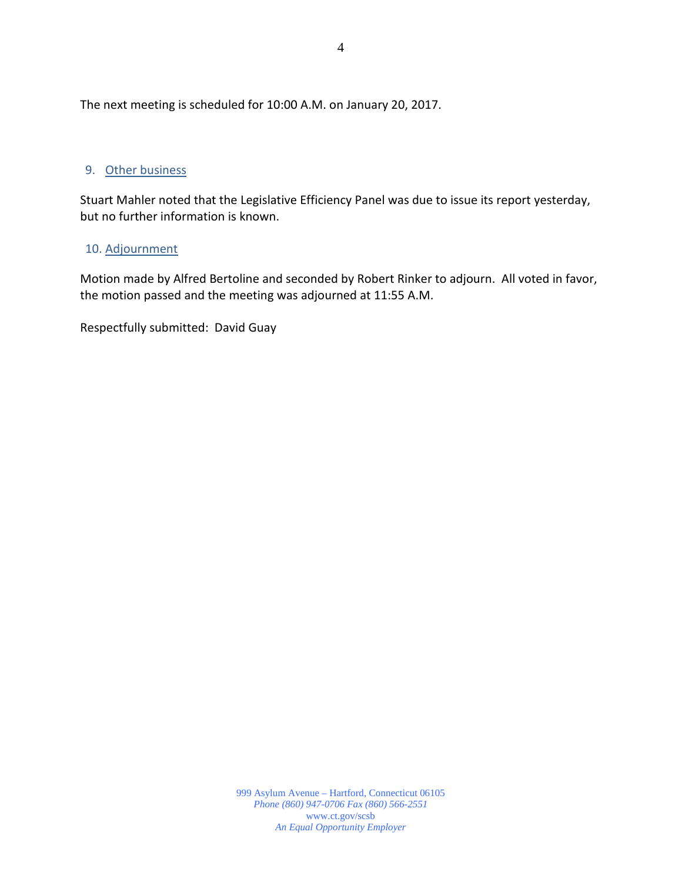The next meeting is scheduled for 10:00 A.M. on January 20, 2017.

## 9. Other business

Stuart Mahler noted that the Legislative Efficiency Panel was due to issue its report yesterday, but no further information is known.

## 10. Adjournment

Motion made by Alfred Bertoline and seconded by Robert Rinker to adjourn. All voted in favor, the motion passed and the meeting was adjourned at 11:55 A.M.

Respectfully submitted: David Guay